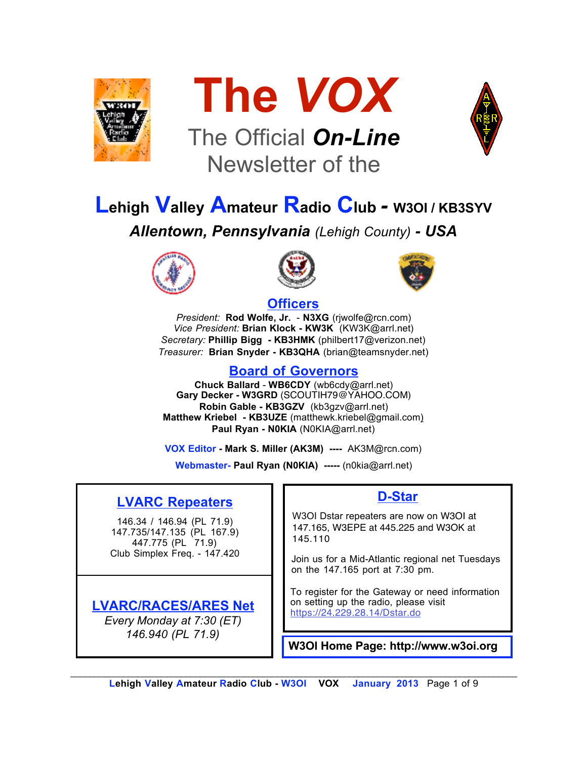# The *VOX*

## The Official ***On-Line*** Newsletter of the

# Lehigh Valley Amateur Radio Club - W3OI / KB3SYV

### *Allentown, Pennsylvania* *(Lehigh County)* *- USA*

## Officers

*President:* **Rod Wolfe, Jr.** - **N3XG** (rjwolfe@rcn.com)
*Vice President:* **Brian Klock - KW3K** (KW3K@arrl.net)
*Secretary:* **Phillip Bigg - KB3HMK** (philbert17@verizon.net)
*Treasurer:* **Brian Snyder - KB3QHA** (brian@teamsnyder.net)

## Board of Governors

**Chuck Ballard** - **WB6CDY** (wb6cdy@arrl.net)
**Gary Decker - W3GRD** (SCOUTIH79@YAHOO.COM)
**Robin Gable - KB3GZV** (kb3gzv@arrl.net)
**Matthew Kriebel - KB3UZE** (matthewk.kriebel@gmail.com)
**Paul Ryan - N0KIA** (N0KIA@arrl.net)

VOX Editor - **Mark S. Miller (AK3M) ----** AK3M@rcn.com)

Webmaster- **Paul Ryan (N0KIA) -----** (n0kia@arrl.net)

## LVARC Repeaters

146.34 / 146.94 (PL 71.9)
147.735/147.135 (PL 167.9)
447.775 (PL 71.9)
Club Simplex Freq. - 147.420

## LVARC/RACES/ARES Net

*Every Monday at 7:30 (ET)*
*146.940 (PL 71.9)*

## D-Star

W3OI Dstar repeaters are now on W3OI at 147.165, W3EPE at 445.225 and W3OK at 145.110

Join us for a Mid-Atlantic regional net Tuesdays on the 147.165 port at 7:30 pm.

To register for the Gateway or need information on setting up the radio, please visit https://24.229.28.14/Dstar.do

**W3OI Home Page: http://www.w3oi.org**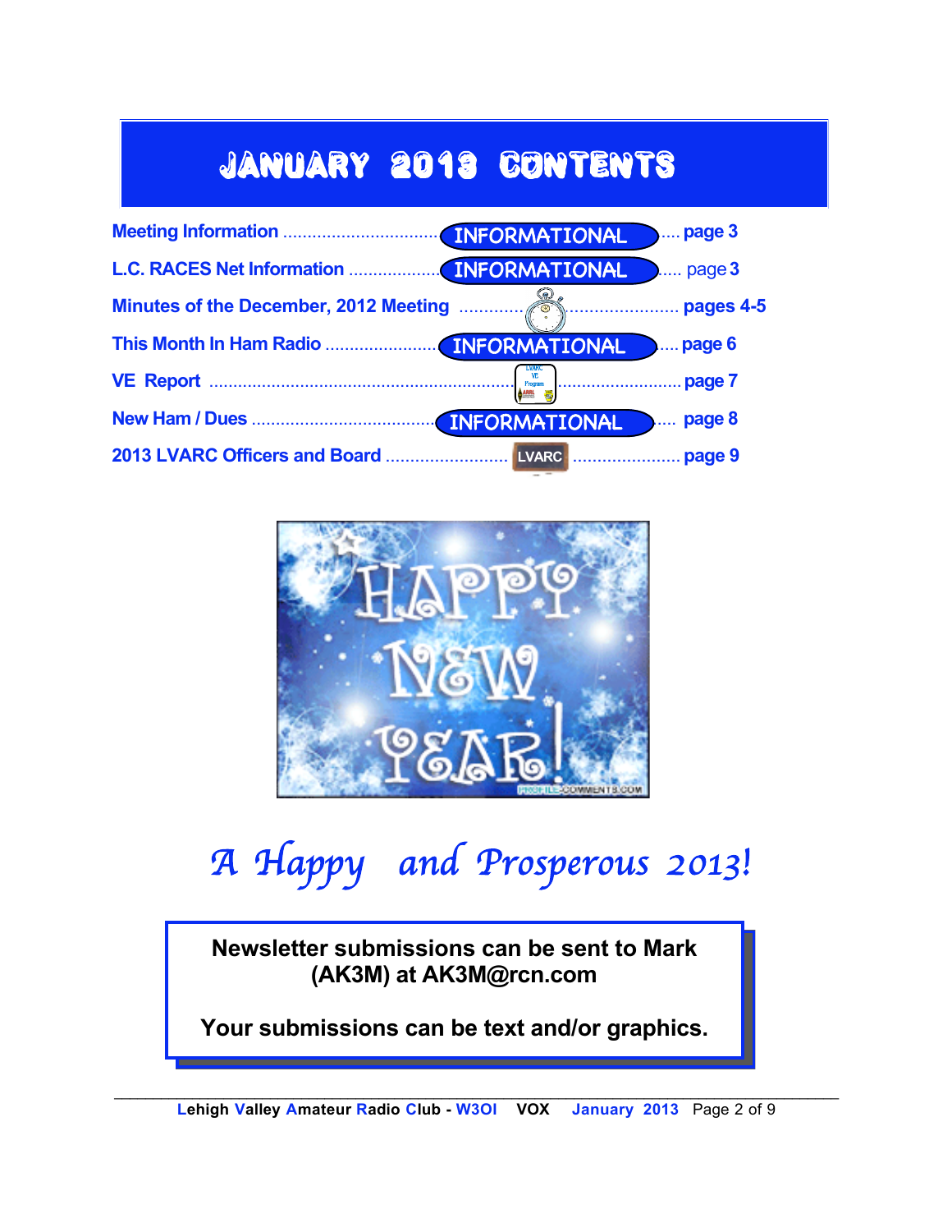# JANUARY 2013 CONTENTS

| Section | | Page |
|---|---|---|
| Meeting Information | INFORMATIONAL | page 3 |
| L.C. RACES Net Information | INFORMATIONAL | page 3 |
| Minutes of the December, 2012 Meeting | | pages 4-5 |
| This Month In Ham Radio | INFORMATIONAL | page 6 |
| VE Report | | page 7 |
| New Ham / Dues | INFORMATIONAL | page 8 |
| 2013 LVARC Officers and Board | LVARC | page 9 |

*A Happy and Prosperous 2013!*

**Newsletter submissions can be sent to Mark (AK3M) at AK3M@rcn.com**

**Your submissions can be text and/or graphics.**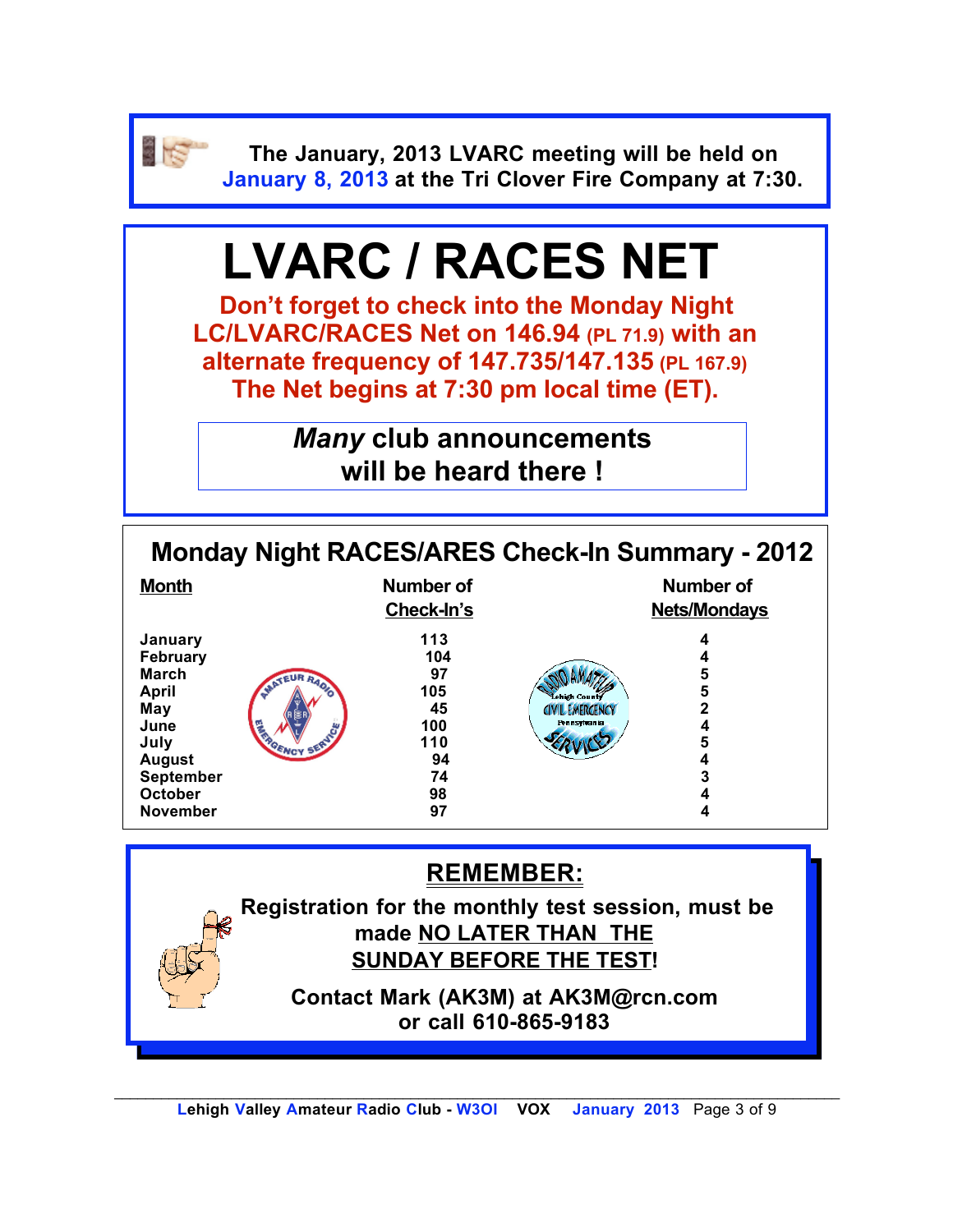**The January, 2013 LVARC meeting will be held on January 8, 2013 at the Tri Clover Fire Company at 7:30.**

# LVARC / RACES NET

**Don't forget to check into the Monday Night LC/LVARC/RACES Net on 146.94 (PL 71.9) with an alternate frequency of 147.735/147.135 (PL 167.9) The Net begins at 7:30 pm local time (ET).**

***Many* club announcements will be heard there !**

## Monday Night RACES/ARES Check-In Summary - 2012

| Month | Number of Check-In's | Number of Nets/Mondays |
|---|---|---|
| January | 113 | 4 |
| February | 104 | 4 |
| March | 97 | 5 |
| April | 105 | 5 |
| May | 45 | 2 |
| June | 100 | 4 |
| July | 110 | 5 |
| August | 94 | 4 |
| September | 74 | 3 |
| October | 98 | 4 |
| November | 97 | 4 |

## REMEMBER:

**Registration for the monthly test session, must be made NO LATER THAN THE SUNDAY BEFORE THE TEST!**

**Contact Mark (AK3M) at AK3M@rcn.com or call 610-865-9183**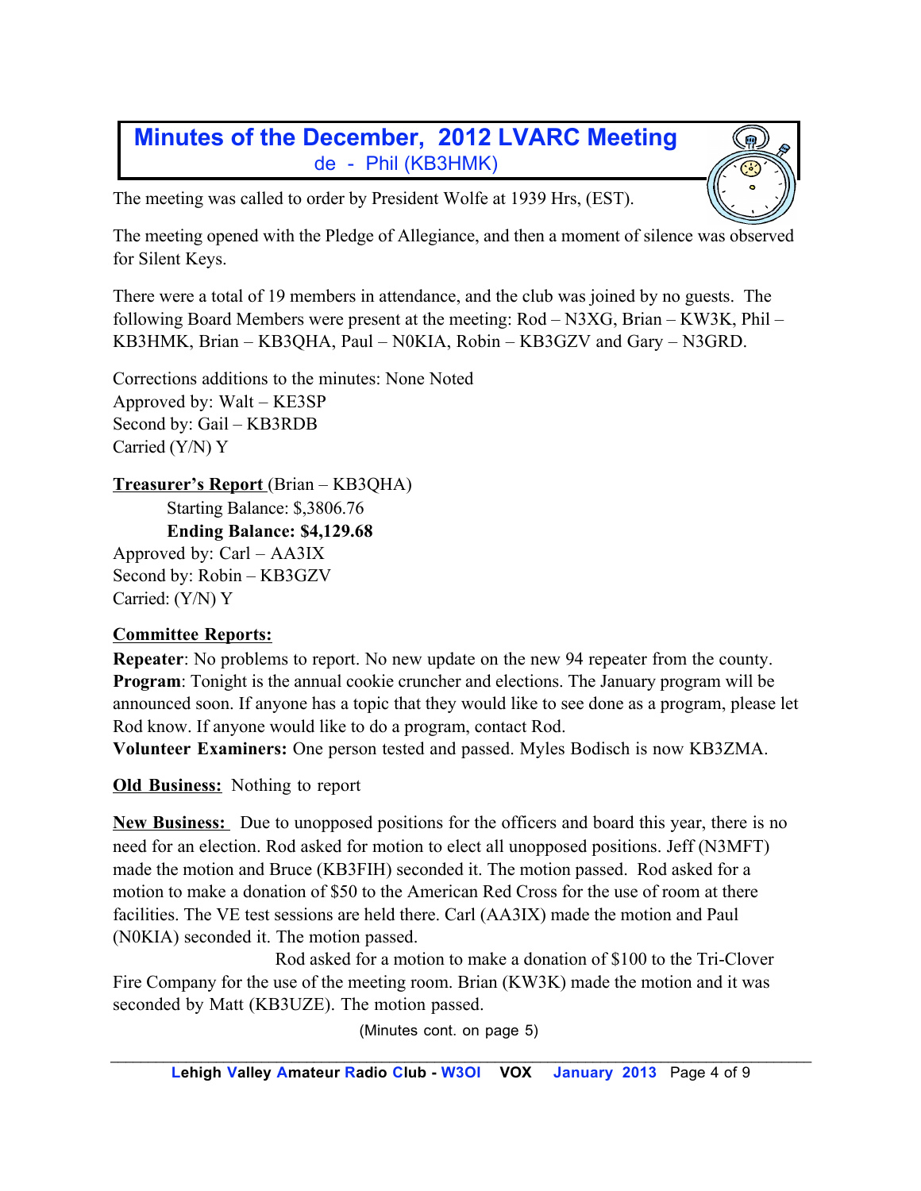# Minutes of the December, 2012 LVARC Meeting

de - Phil (KB3HMK)

The meeting was called to order by President Wolfe at 1939 Hrs, (EST).

The meeting opened with the Pledge of Allegiance, and then a moment of silence was observed for Silent Keys.

There were a total of 19 members in attendance, and the club was joined by no guests. The following Board Members were present at the meeting: Rod – N3XG, Brian – KW3K, Phil – KB3HMK, Brian – KB3QHA, Paul – N0KIA, Robin – KB3GZV and Gary – N3GRD.

Corrections additions to the minutes: None Noted
Approved by: Walt – KE3SP
Second by: Gail – KB3RDB
Carried (Y/N) Y

**Treasurer's Report** (Brian – KB3QHA)

Starting Balance: $,3806.76
**Ending Balance: $4,129.68**

Approved by: Carl – AA3IX
Second by: Robin – KB3GZV
Carried: (Y/N) Y

**Committee Reports:**

**Repeater**: No problems to report. No new update on the new 94 repeater from the county.
**Program**: Tonight is the annual cookie cruncher and elections. The January program will be announced soon. If anyone has a topic that they would like to see done as a program, please let Rod know. If anyone would like to do a program, contact Rod.
**Volunteer Examiners:** One person tested and passed. Myles Bodisch is now KB3ZMA.

**Old Business:** Nothing to report

**New Business:** Due to unopposed positions for the officers and board this year, there is no need for an election. Rod asked for motion to elect all unopposed positions. Jeff (N3MFT) made the motion and Bruce (KB3FIH) seconded it. The motion passed. Rod asked for a motion to make a donation of $50 to the American Red Cross for the use of room at there facilities. The VE test sessions are held there. Carl (AA3IX) made the motion and Paul (N0KIA) seconded it. The motion passed.

Rod asked for a motion to make a donation of $100 to the Tri-Clover Fire Company for the use of the meeting room. Brian (KW3K) made the motion and it was seconded by Matt (KB3UZE). The motion passed.

(Minutes cont. on page 5)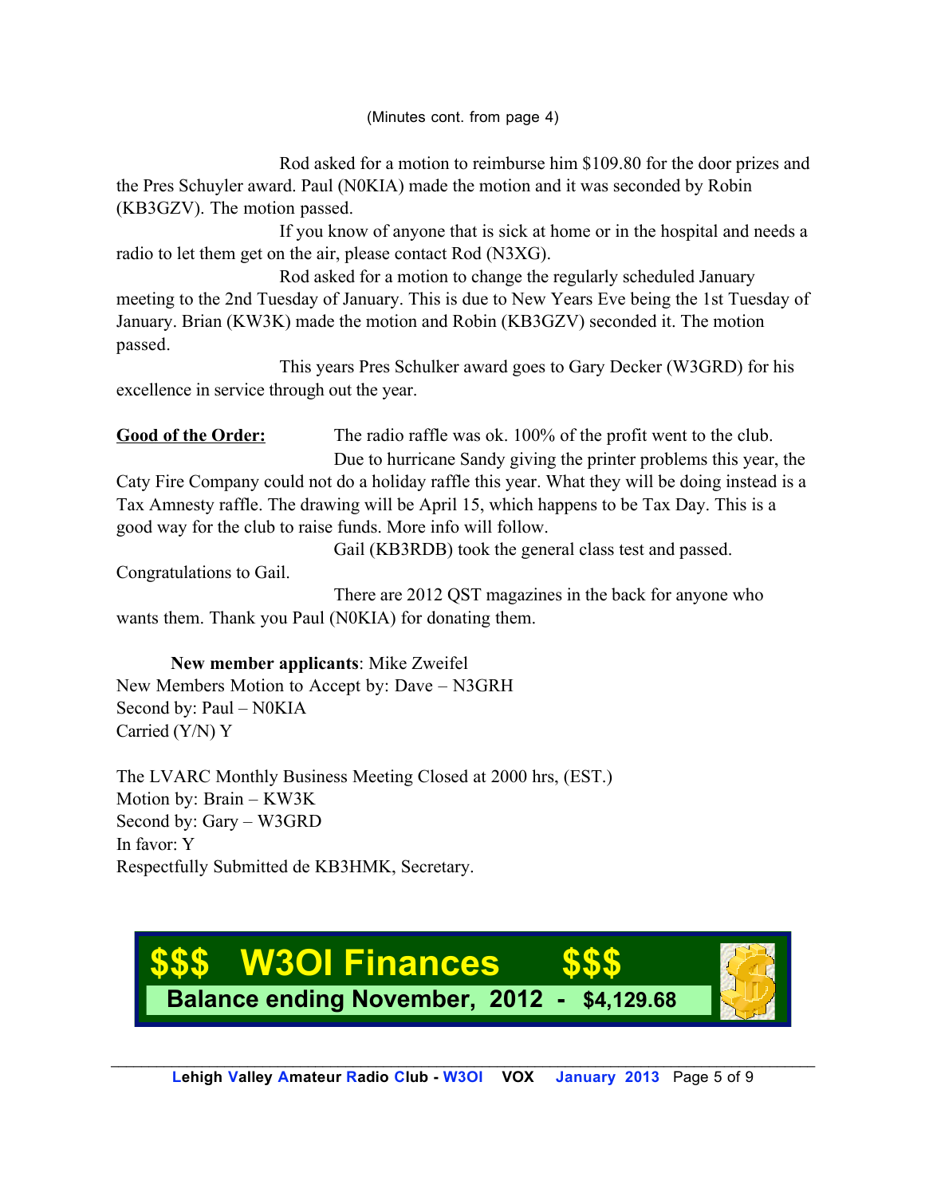(Minutes cont. from page 4)

Rod asked for a motion to reimburse him $109.80 for the door prizes and the Pres Schuyler award. Paul (N0KIA) made the motion and it was seconded by Robin (KB3GZV). The motion passed.

If you know of anyone that is sick at home or in the hospital and needs a radio to let them get on the air, please contact Rod (N3XG).

Rod asked for a motion to change the regularly scheduled January meeting to the 2nd Tuesday of January. This is due to New Years Eve being the 1st Tuesday of January. Brian (KW3K) made the motion and Robin (KB3GZV) seconded it. The motion passed.

This years Pres Schulker award goes to Gary Decker (W3GRD) for his excellence in service through out the year.

**Good of the Order:** The radio raffle was ok. 100% of the profit went to the club.

Due to hurricane Sandy giving the printer problems this year, the Caty Fire Company could not do a holiday raffle this year. What they will be doing instead is a Tax Amnesty raffle. The drawing will be April 15, which happens to be Tax Day. This is a good way for the club to raise funds. More info will follow.

Gail (KB3RDB) took the general class test and passed. Congratulations to Gail.

There are 2012 QST magazines in the back for anyone who wants them. Thank you Paul (N0KIA) for donating them.

**New member applicants**: Mike Zweifel
New Members Motion to Accept by: Dave – N3GRH
Second by: Paul – N0KIA
Carried (Y/N) Y

The LVARC Monthly Business Meeting Closed at 2000 hrs, (EST.)
Motion by: Brain – KW3K
Second by: Gary – W3GRD
In favor: Y
Respectfully Submitted de KB3HMK, Secretary.

## $$$ W3OI Finances $$$

**Balance ending November, 2012 - $4,129.68**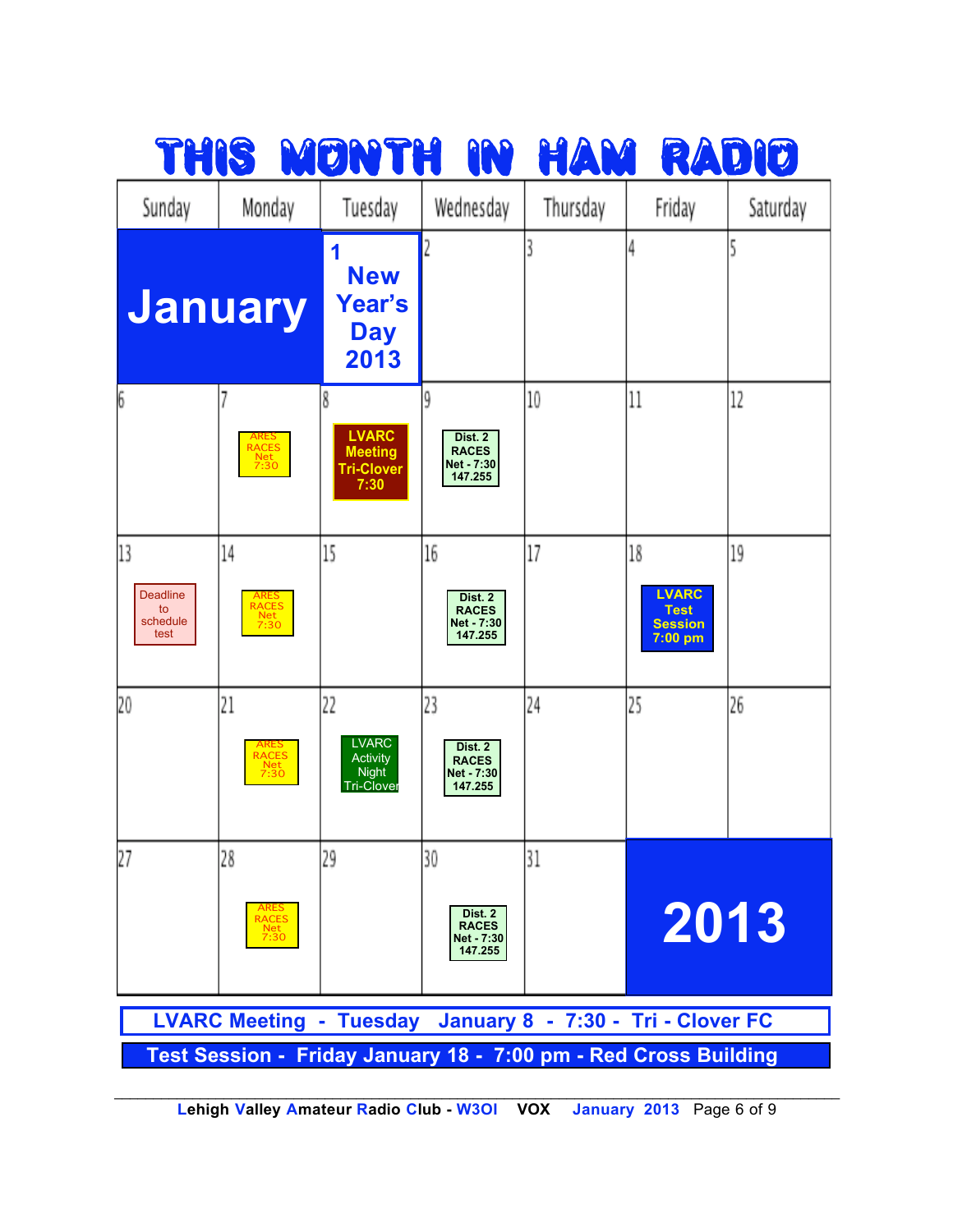# THIS MONTH IN HAM RADIO

| Sunday | Monday | Tuesday | Wednesday | Thursday | Friday | Saturday |
|---|---|---|---|---|---|---|
| January | | 1 New Year's Day 2013 | 2 | 3 | 4 | 5 |
| 6 | 7 ARES RACES Net 7:30 | 8 LVARC Meeting Tri-Clover 7:30 | 9 Dist. 2 RACES Net - 7:30 147.255 | 10 | 11 | 12 |
| 13 Deadline to schedule test | 14 ARES RACES Net 7:30 | 15 | 16 Dist. 2 RACES Net - 7:30 147.255 | 17 | 18 LVARC Test Session 7:00 pm | 19 |
| 20 | 21 ARES RACES Net 7:30 | 22 LVARC Activity Night Tri-Clover | 23 Dist. 2 RACES Net - 7:30 147.255 | 24 | 25 | 26 |
| 27 | 28 ARES RACES Net 7:30 | 29 | 30 Dist. 2 RACES Net - 7:30 147.255 | 31 | 2013 | |

**LVARC Meeting - Tuesday January 8 - 7:30 - Tri - Clover FC**

**Test Session - Friday January 18 - 7:00 pm - Red Cross Building**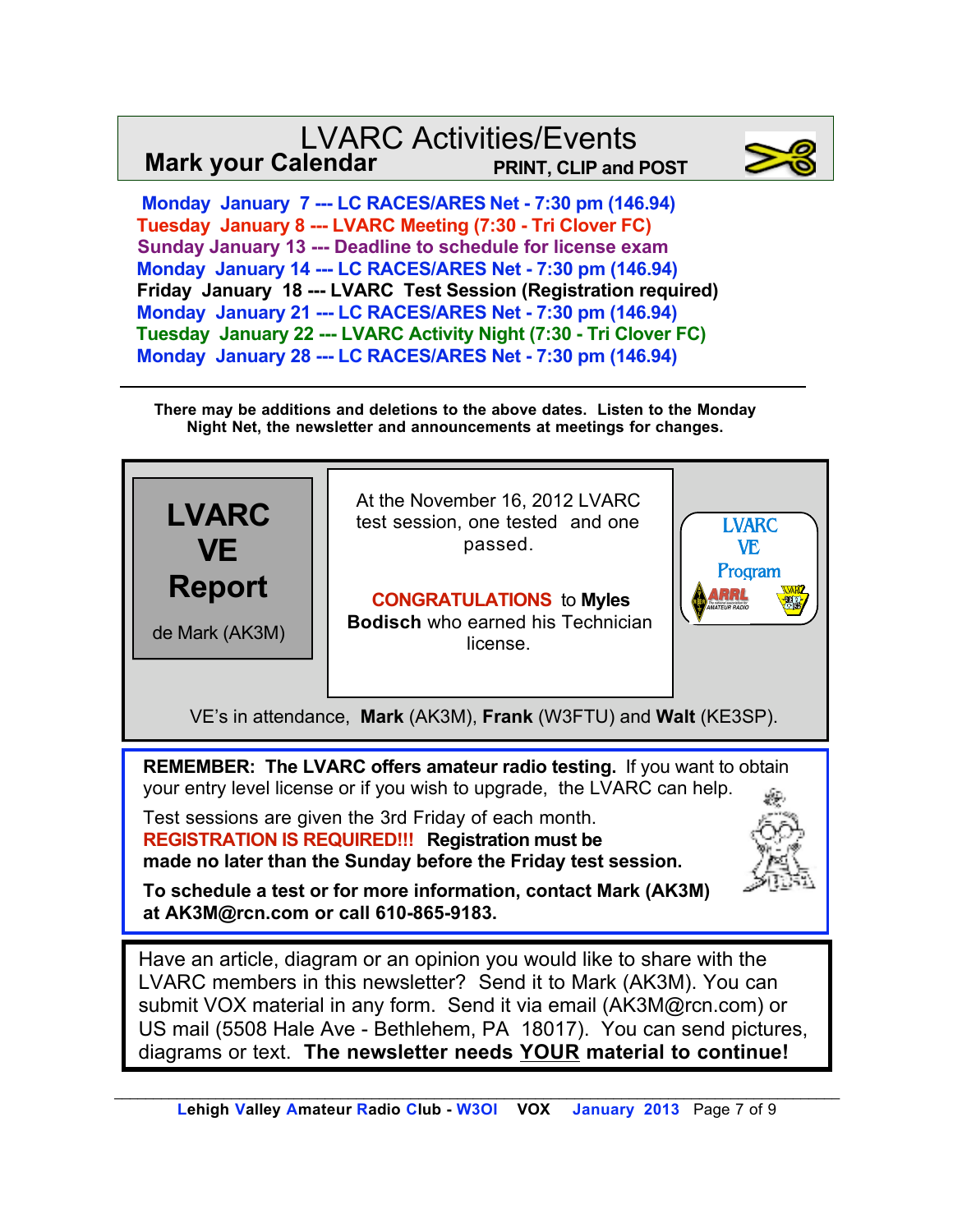# LVARC Activities/Events

**Mark your Calendar** — **PRINT, CLIP and POST**

- **Monday January 7 --- LC RACES/ARES Net - 7:30 pm (146.94)**
- **Tuesday January 8 --- LVARC Meeting (7:30 - Tri Clover FC)**
- **Sunday January 13 --- Deadline to schedule for license exam**
- **Monday January 14 --- LC RACES/ARES Net - 7:30 pm (146.94)**
- **Friday January 18 --- LVARC Test Session (Registration required)**
- **Monday January 21 --- LC RACES/ARES Net - 7:30 pm (146.94)**
- **Tuesday January 22 --- LVARC Activity Night (7:30 - Tri Clover FC)**
- **Monday January 28 --- LC RACES/ARES Net - 7:30 pm (146.94)**

---

**There may be additions and deletions to the above dates. Listen to the Monday Night Net, the newsletter and announcements at meetings for changes.**

## LVARC VE Report

de Mark (AK3M)

At the November 16, 2012 LVARC test session, one tested and one passed.

**CONGRATULATIONS** to **Myles Bodisch** who earned his Technician license.

LVARC VE Program

VE's in attendance, **Mark** (AK3M), **Frank** (W3FTU) and **Walt** (KE3SP).

**REMEMBER: The LVARC offers amateur radio testing.** If you want to obtain your entry level license or if you wish to upgrade, the LVARC can help.

Test sessions are given the 3rd Friday of each month.
**REGISTRATION IS REQUIRED!!! Registration must be made no later than the Sunday before the Friday test session.**

**To schedule a test or for more information, contact Mark (AK3M) at AK3M@rcn.com or call 610-865-9183.**

Have an article, diagram or an opinion you would like to share with the LVARC members in this newsletter? Send it to Mark (AK3M). You can submit VOX material in any form. Send it via email (AK3M@rcn.com) or US mail (5508 Hale Ave - Bethlehem, PA 18017). You can send pictures, diagrams or text. **The newsletter needs YOUR material to continue!**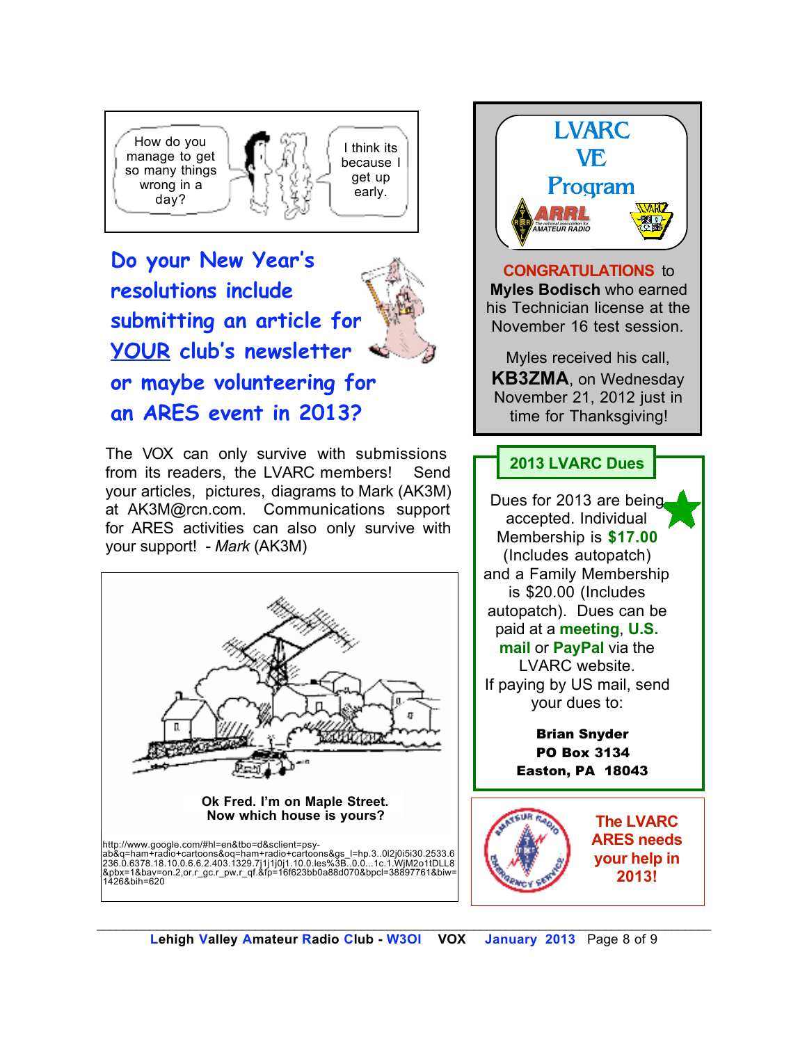How do you manage to get so many things wrong in a day?

I think its because I get up early.

## Do your New Year's resolutions include submitting an article for YOUR club's newsletter or maybe volunteering for an ARES event in 2013?

The VOX can only survive with submissions from its readers, the LVARC members! Send your articles, pictures, diagrams to Mark (AK3M) at AK3M@rcn.com. Communications support for ARES activities can also only survive with your support! - *Mark* (AK3M)

**Ok Fred. I'm on Maple Street. Now which house is yours?**

http://www.google.com/#hl=en&tbo=d&sclient=psy-ab&q=ham+radio+cartoons&oq=ham+radio+cartoons&gs_l=hp.3..0l2j0i5i30.2533.6236.0.6378.18.10.0.6.6.2.403.1329.7j1j1j0j1.10.0.les%3B..0.0...1c.1.WjM2o1tDLL8&pbx=1&bav=on.2,or.r_gc.r_pw.r_qf.&fp=16f623bb0a88d070&bpcl=38897761&biw=1426&bih=620

## LVARC VE Program

**CONGRATULATIONS** to **Myles Bodisch** who earned his Technician license at the November 16 test session.

Myles received his call, **KB3ZMA**, on Wednesday November 21, 2012 just in time for Thanksgiving!

## 2013 LVARC Dues

Dues for 2013 are being accepted. Individual Membership is **$17.00** (Includes autopatch) and a Family Membership is $20.00 (Includes autopatch). Dues can be paid at a **meeting**, **U.S. mail** or **PayPal** via the LVARC website.
If paying by US mail, send your dues to:

**Brian Snyder**
**PO Box 3134**
**Easton, PA 18043**

**The LVARC ARES needs your help in 2013!**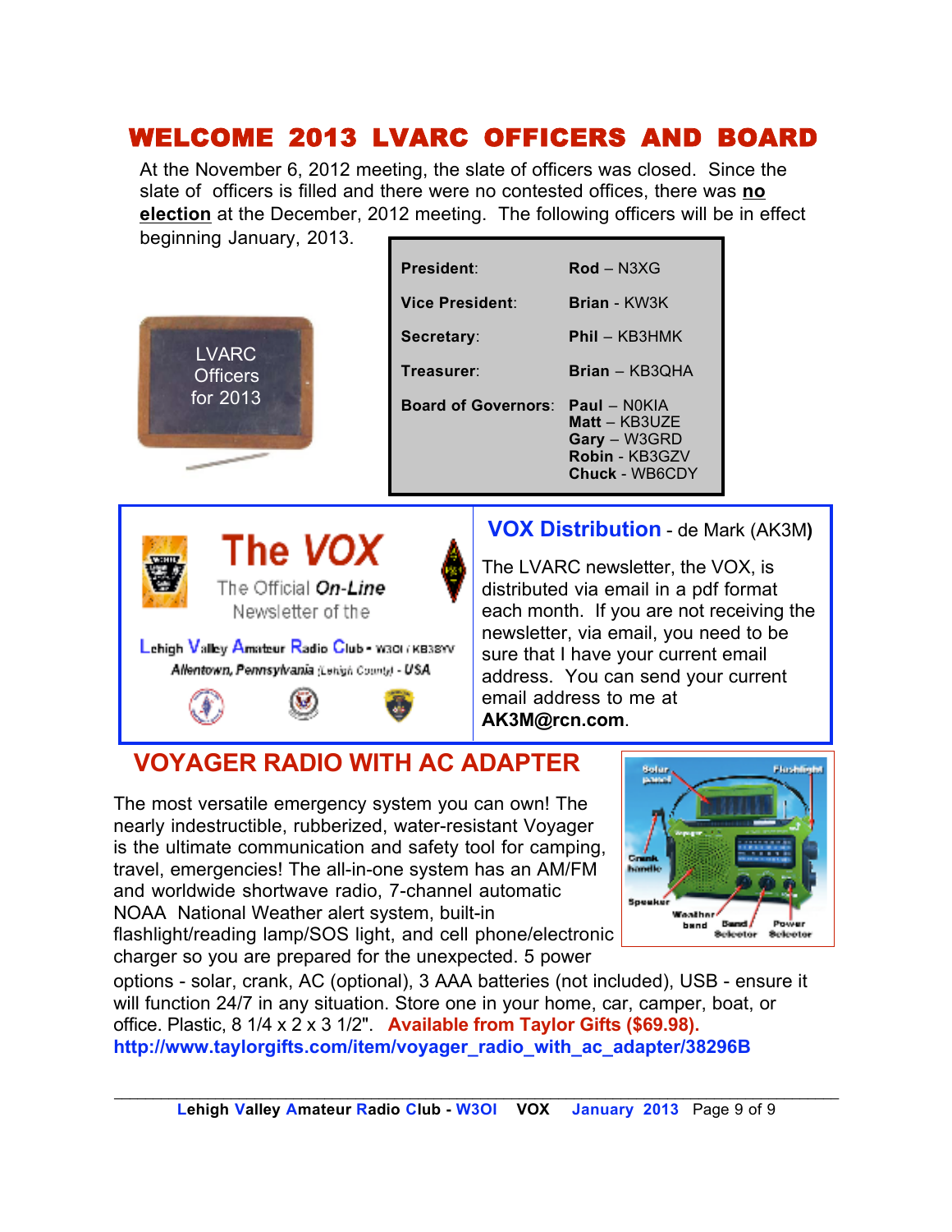# WELCOME 2013 LVARC OFFICERS AND BOARD

At the November 6, 2012 meeting, the slate of officers was closed. Since the slate of officers is filled and there were no contested offices, there was **no election** at the December, 2012 meeting. The following officers will be in effect beginning January, 2013.

LVARC Officers for 2013

| | |
|---|---|
| **President**: | **Rod** – N3XG |
| **Vice President**: | **Brian** - KW3K |
| **Secretary**: | **Phil** – KB3HMK |
| **Treasurer**: | **Brian** – KB3QHA |
| **Board of Governors**: | **Paul** – N0KIA<br>**Matt** – KB3UZE<br>**Gary** – W3GRD<br>**Robin** - KB3GZV<br>**Chuck** - WB6CDY |

**The VOX**

The Official *On-Line* Newsletter of the

Lehigh Valley Amateur Radio Club - W3OI / KB3SYV

*Allentown, Pennsylvania (Lehigh County) - USA*

## VOX Distribution - de Mark (AK3M)

The LVARC newsletter, the VOX, is distributed via email in a pdf format each month. If you are not receiving the newsletter, via email, you need to be sure that I have your current email address. You can send your current email address to me at **AK3M@rcn.com**.

## VOYAGER RADIO WITH AC ADAPTER

Solar panel
Flashlight
Crank handle
Speaker
Weather band
Band Selector
Power Selector

The most versatile emergency system you can own! The nearly indestructible, rubberized, water-resistant Voyager is the ultimate communication and safety tool for camping, travel, emergencies! The all-in-one system has an AM/FM and worldwide shortwave radio, 7-channel automatic NOAA National Weather alert system, built-in flashlight/reading lamp/SOS light, and cell phone/electronic charger so you are prepared for the unexpected. 5 power options - solar, crank, AC (optional), 3 AAA batteries (not included), USB - ensure it will function 24/7 in any situation. Store one in your home, car, camper, boat, or office. Plastic, 8 1/4 x 2 x 3 1/2". **Available from Taylor Gifts ($69.98).**
**http://www.taylorgifts.com/item/voyager_radio_with_ac_adapter/38296B**